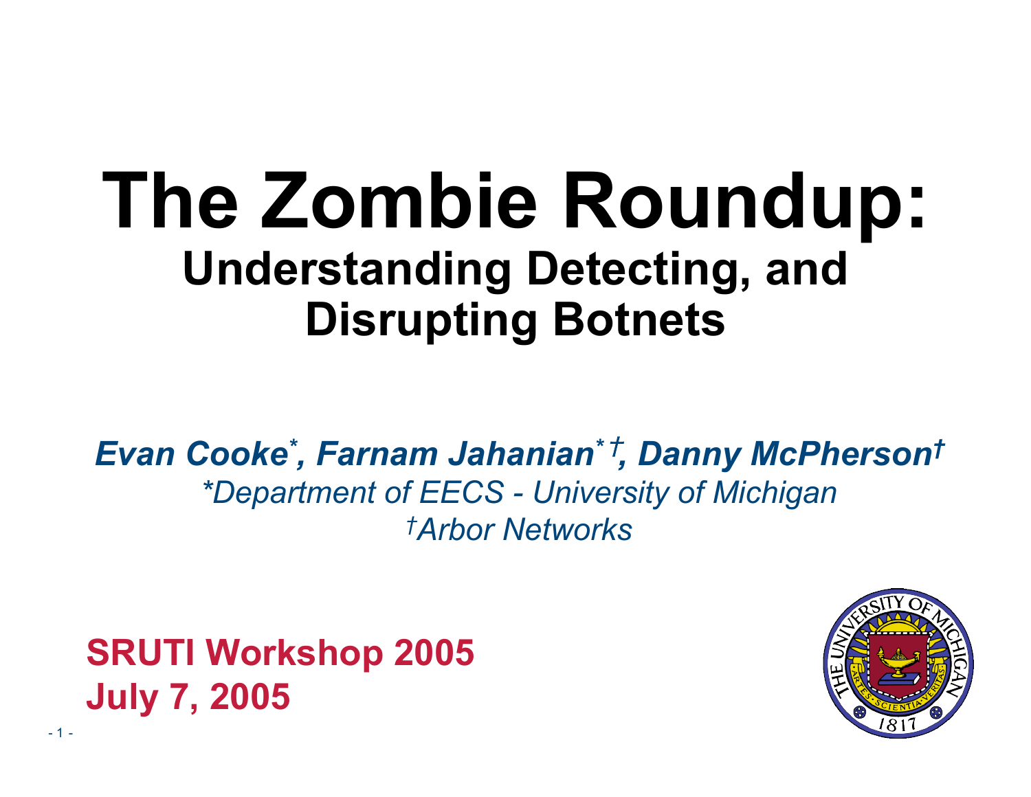# The Zombie Roundup:

## Understanding Detecting, and Disrupting Botnets

***Evan Cooke*, Farnam Jahanian*†, Danny McPherson†***

*\*Department of EECS - University of Michigan*

*†Arbor Networks*

**SRUTI Workshop 2005**
**July 7, 2005**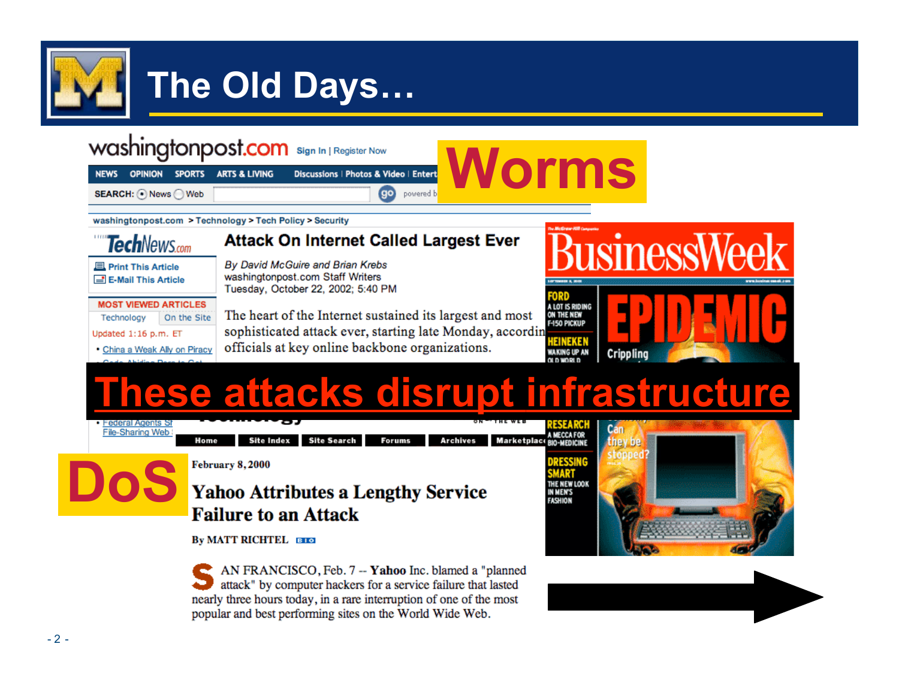# The Old Days…

**Worms**

washingtonpost.com > Technology > Tech Policy > Security

## Attack On Internet Called Largest Ever

*By David McGuire and Brian Krebs*
washingtonpost.com Staff Writers
Tuesday, October 22, 2002; 5:40 PM

The heart of the Internet sustained its largest and most sophisticated attack ever, starting late Monday, accordin… officials at key online backbone organizations.

BusinessWeek — EPIDEMIC — Crippling … Can they be stopped?

**These attacks disrupt infrastructure**

**DoS**

February 8, 2000

## Yahoo Attributes a Lengthy Service Failure to an Attack

By MATT RICHTEL

SAN FRANCISCO, Feb. 7 -- **Yahoo** Inc. blamed a "planned attack" by computer hackers for a service failure that lasted nearly three hours today, in a rare interruption of one of the most popular and best performing sites on the World Wide Web.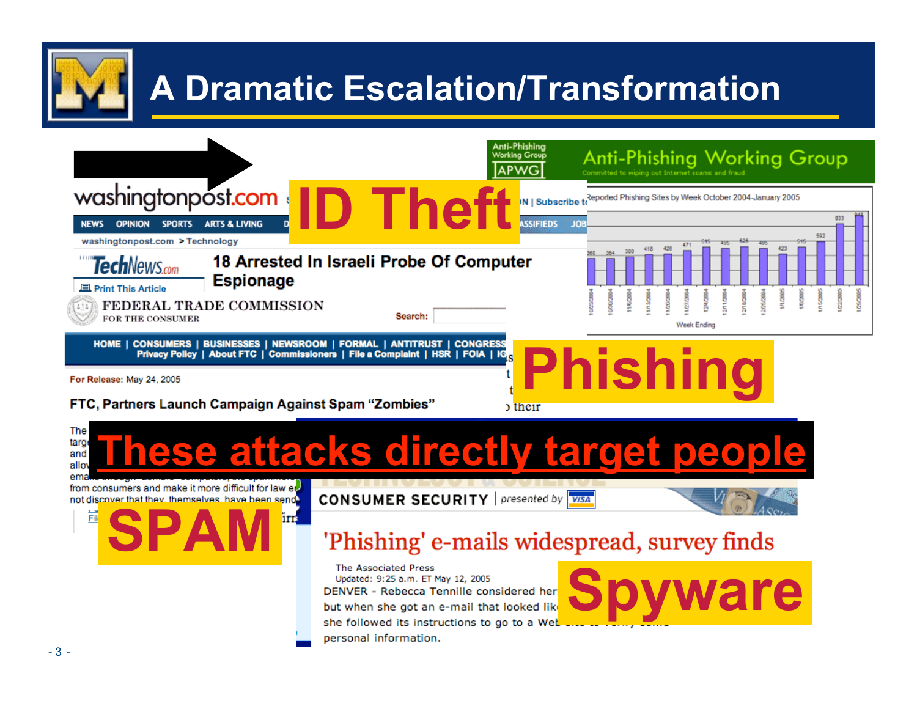# A Dramatic Escalation/Transformation

washingtonpost.com

washingtonpost.com > Technology

TechNews.com

**18 Arrested In Israeli Probe Of Computer Espionage**

**ID Theft**

Anti-Phishing Working Group — Committed to wiping out Internet scams and fraud

Reported Phishing Sites by Week October 2004-January 2005

| Week Ending | Sites |
|---|---|
| 10/23/2004 | 360 |
| 10/30/2004 | 364 |
| 11/6/2004 | 380 |
| 11/13/2004 | 418 |
| 11/20/2004 | 426 |
| 11/27/2004 | 471 |
| 12/4/2004 | 515 |
| 12/11/2004 | 495 |
| 12/18/2004 | 526 |
| 12/25/2004 | 495 |
| 1/1/2005 | 423 |
| 1/8/2005 | 515 |
| 1/15/2005 | 592 |
| 1/22/2005 | 833 |
| 1/29/2005 | 918 |

FEDERAL TRADE COMMISSION — FOR THE CONSUMER

For Release: May 24, 2005

**FTC, Partners Launch Campaign Against Spam "Zombies"**

**Phishing**

**These attacks directly target people**

**SPAM**

CONSUMER SECURITY | presented by VISA

**'Phishing' e-mails widespread, survey finds**

The Associated Press
Updated: 9:25 a.m. ET May 12, 2005

DENVER - Rebecca Tennille considered her ... but when she got an e-mail that looked lik... she followed its instructions to go to a Web ... personal information.

**Spyware**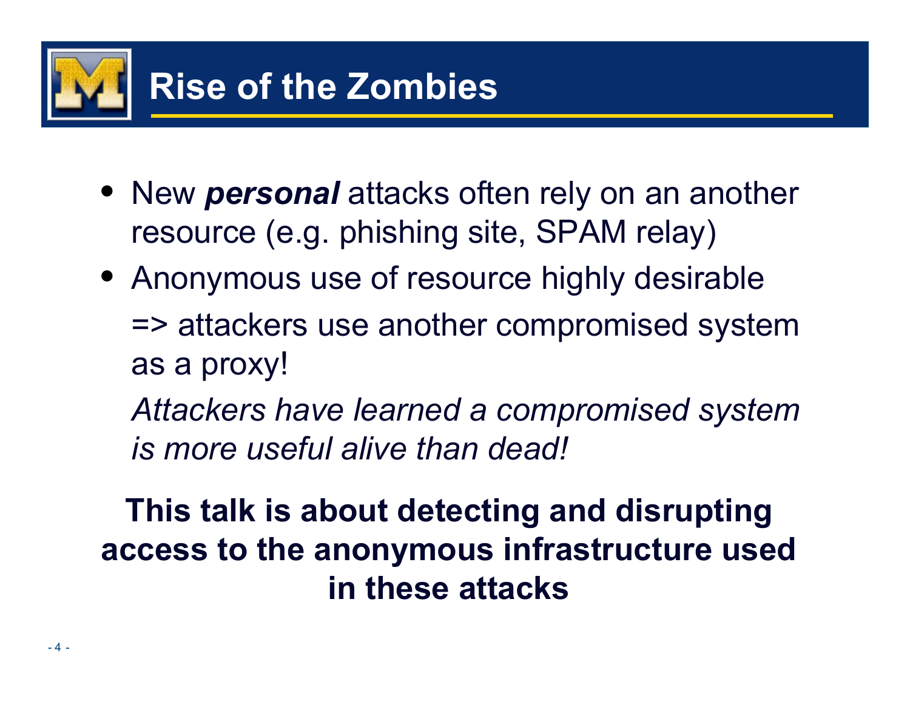# Rise of the Zombies

- New ***personal*** attacks often rely on an another resource (e.g. phishing site, SPAM relay)
- Anonymous use of resource highly desirable

  => attackers use another compromised system as a proxy!

  *Attackers have learned a compromised system is more useful alive than dead!*

**This talk is about detecting and disrupting access to the anonymous infrastructure used in these attacks**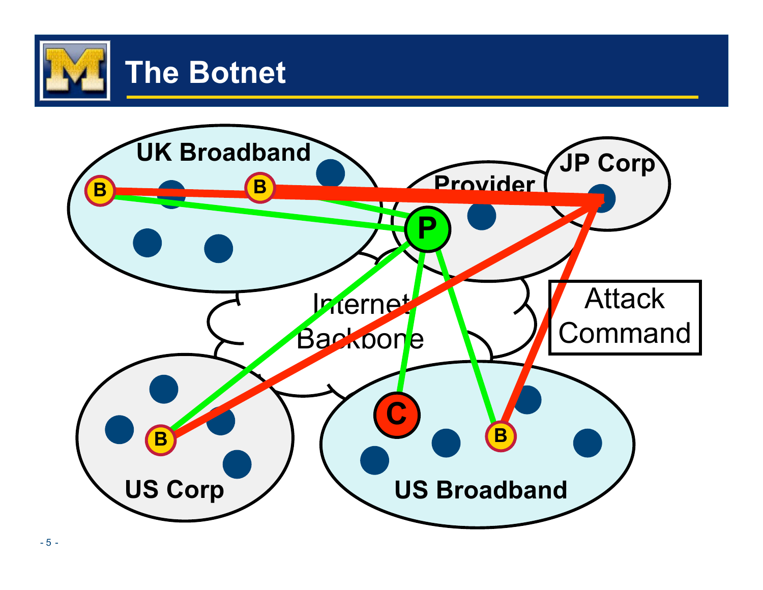# The Botnet

UK Broadband

Provider

JP Corp

Internet Backbone

Attack Command

US Corp

US Broadband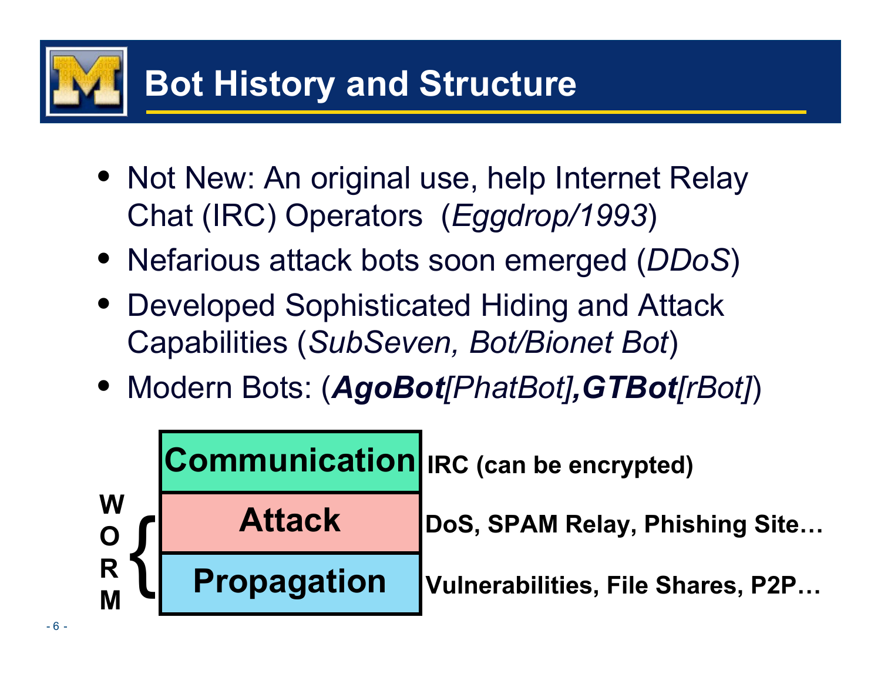# Bot History and Structure

- Not New: An original use, help Internet Relay Chat (IRC) Operators (*Eggdrop/1993*)
- Nefarious attack bots soon emerged (*DDoS*)
- Developed Sophisticated Hiding and Attack Capabilities (*SubSeven, Bot/Bionet Bot*)
- Modern Bots: (***AgoBot****[PhatBot]*,***GTBot****[rBot]*)

| | Layer | Description |
|---|---|---|
| | **Communication** | **IRC (can be encrypted)** |
| **WORM** | **Attack** | **DoS, SPAM Relay, Phishing Site…** |
| **WORM** | **Propagation** | **Vulnerabilities, File Shares, P2P…** |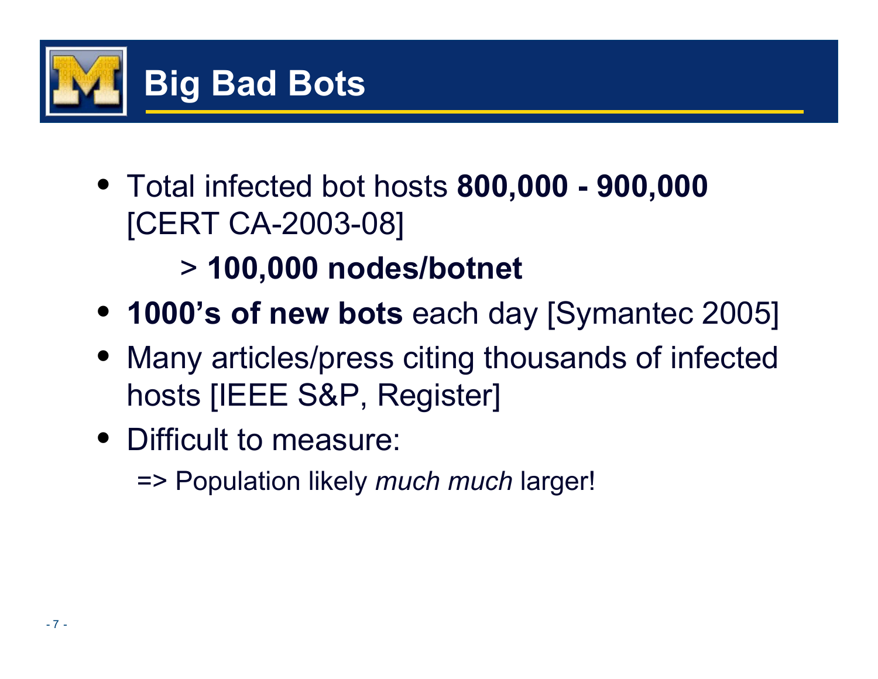# Big Bad Bots

- Total infected bot hosts **800,000 - 900,000** [CERT CA-2003-08]

  > **100,000 nodes/botnet**

- **1000's of new bots** each day [Symantec 2005]
- Many articles/press citing thousands of infected hosts [IEEE S&P, Register]
- Difficult to measure:

  => Population likely *much much* larger!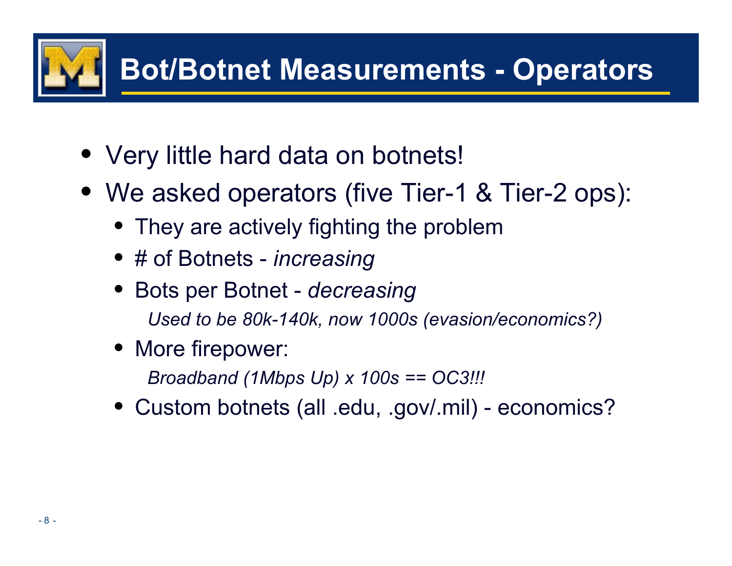# Bot/Botnet Measurements - Operators

- Very little hard data on botnets!
- We asked operators (five Tier-1 & Tier-2 ops):
  - They are actively fighting the problem
  - # of Botnets - *increasing*
  - Bots per Botnet - *decreasing*

    *Used to be 80k-140k, now 1000s (evasion/economics?)*
  - More firepower:

    *Broadband (1Mbps Up) x 100s == OC3!!!*
  - Custom botnets (all .edu, .gov/.mil) - economics?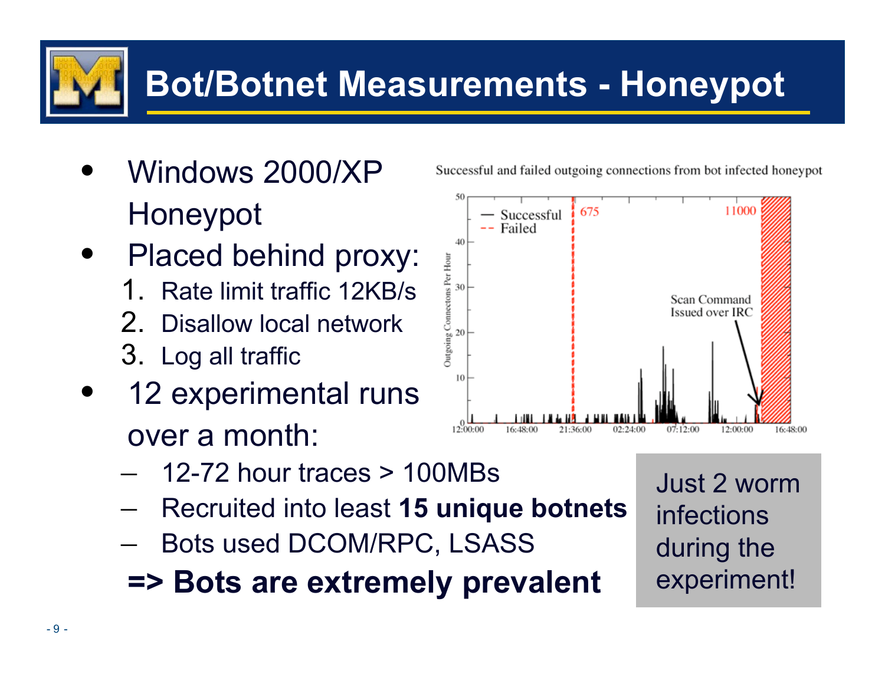# Bot/Botnet Measurements - Honeypot

- Windows 2000/XP Honeypot
- Placed behind proxy:
  1. Rate limit traffic 12KB/s
  2. Disallow local network
  3. Log all traffic
- 12 experimental runs over a month:
  - 12-72 hour traces > 100MBs
  - Recruited into least **15 unique botnets**
  - Bots used DCOM/RPC, LSASS

  **=> Bots are extremely prevalent**

Successful and failed outgoing connections from bot infected honeypot

Just 2 worm infections during the experiment!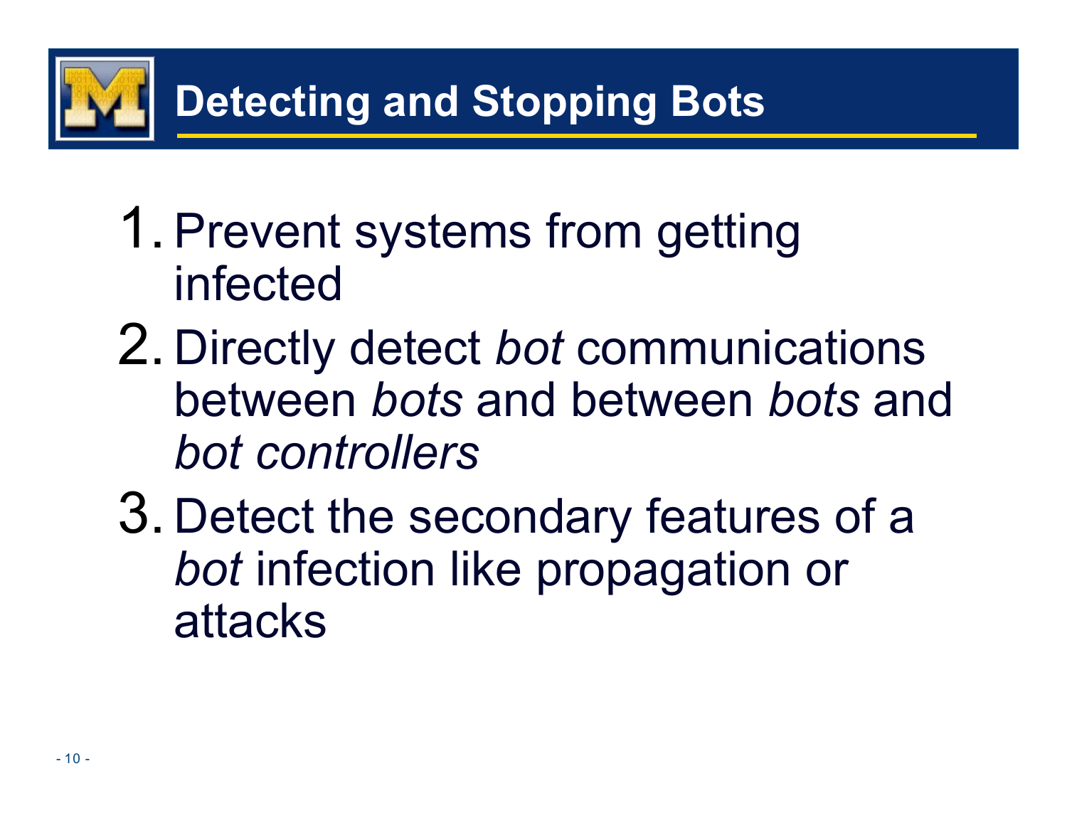# Detecting and Stopping Bots

1. Prevent systems from getting infected
2. Directly detect *bot* communications between *bots* and between *bots* and *bot controllers*
3. Detect the secondary features of a *bot* infection like propagation or attacks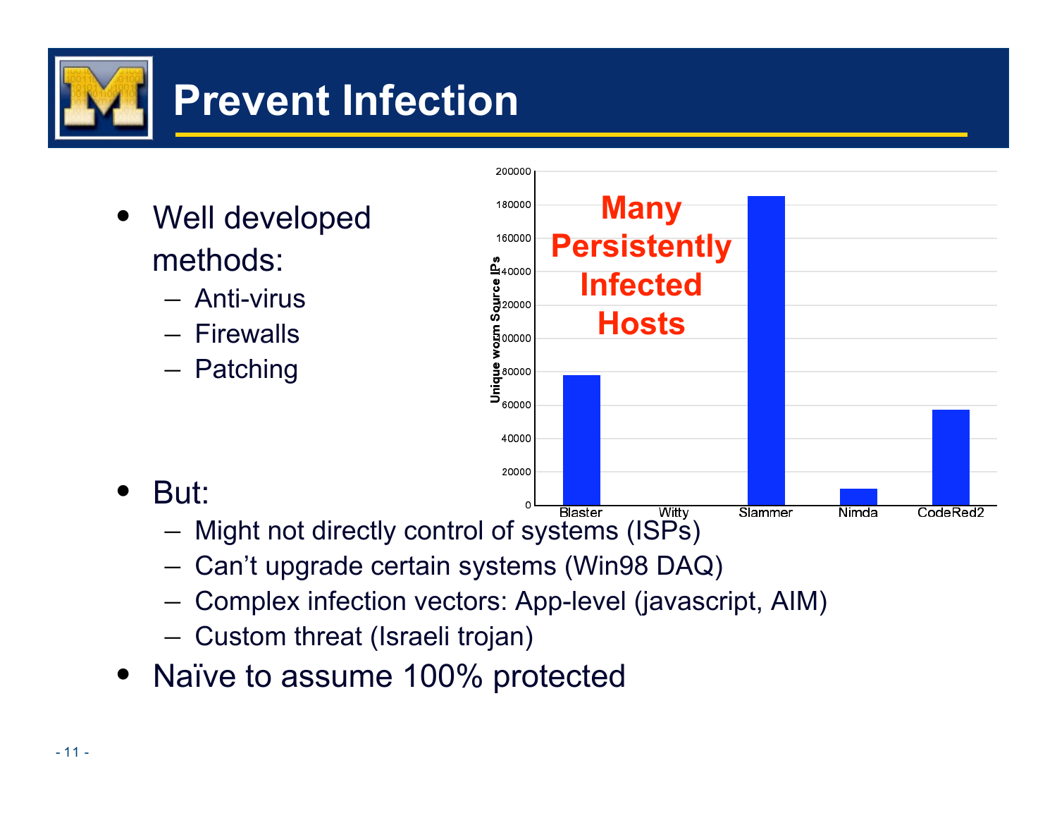# Prevent Infection

- Well developed methods:
  - Anti-virus
  - Firewalls
  - Patching

Many Persistently Infected Hosts

| Worm | Unique worm Source IPs |
| --- | --- |
| Blaster | ~78000 |
| Witty | ~0 |
| Slammer | ~185000 |
| Nimda | ~10000 |
| CodeRed2 | ~57000 |

- But:
  - Might not directly control of systems (ISPs)
  - Can't upgrade certain systems (Win98 DAQ)
  - Complex infection vectors: App-level (javascript, AIM)
  - Custom threat (Israeli trojan)
- Naïve to assume 100% protected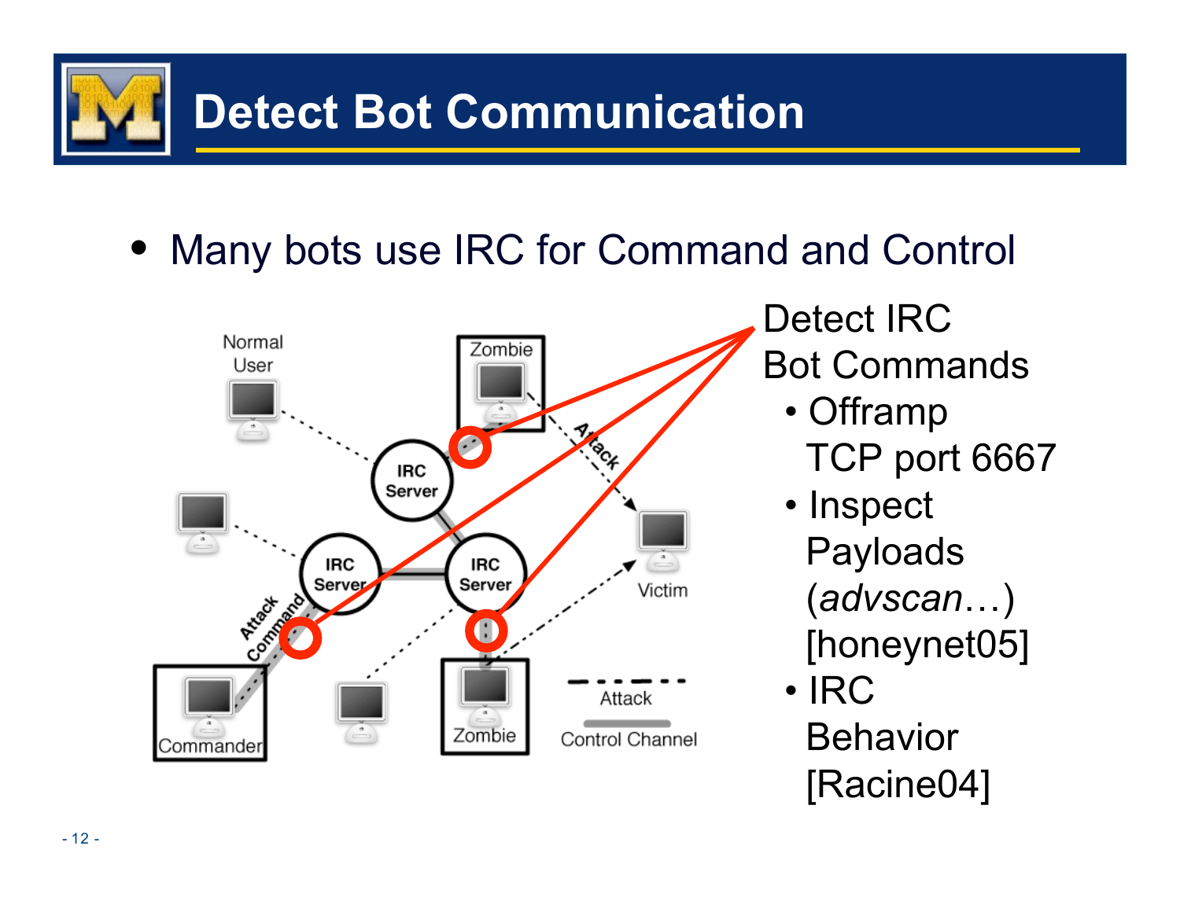# Detect Bot Communication

- Many bots use IRC for Command and Control

Detect IRC Bot Commands

- Offramp TCP port 6667
- Inspect Payloads (*advscan*…) [honeynet05]
- IRC Behavior [Racine04]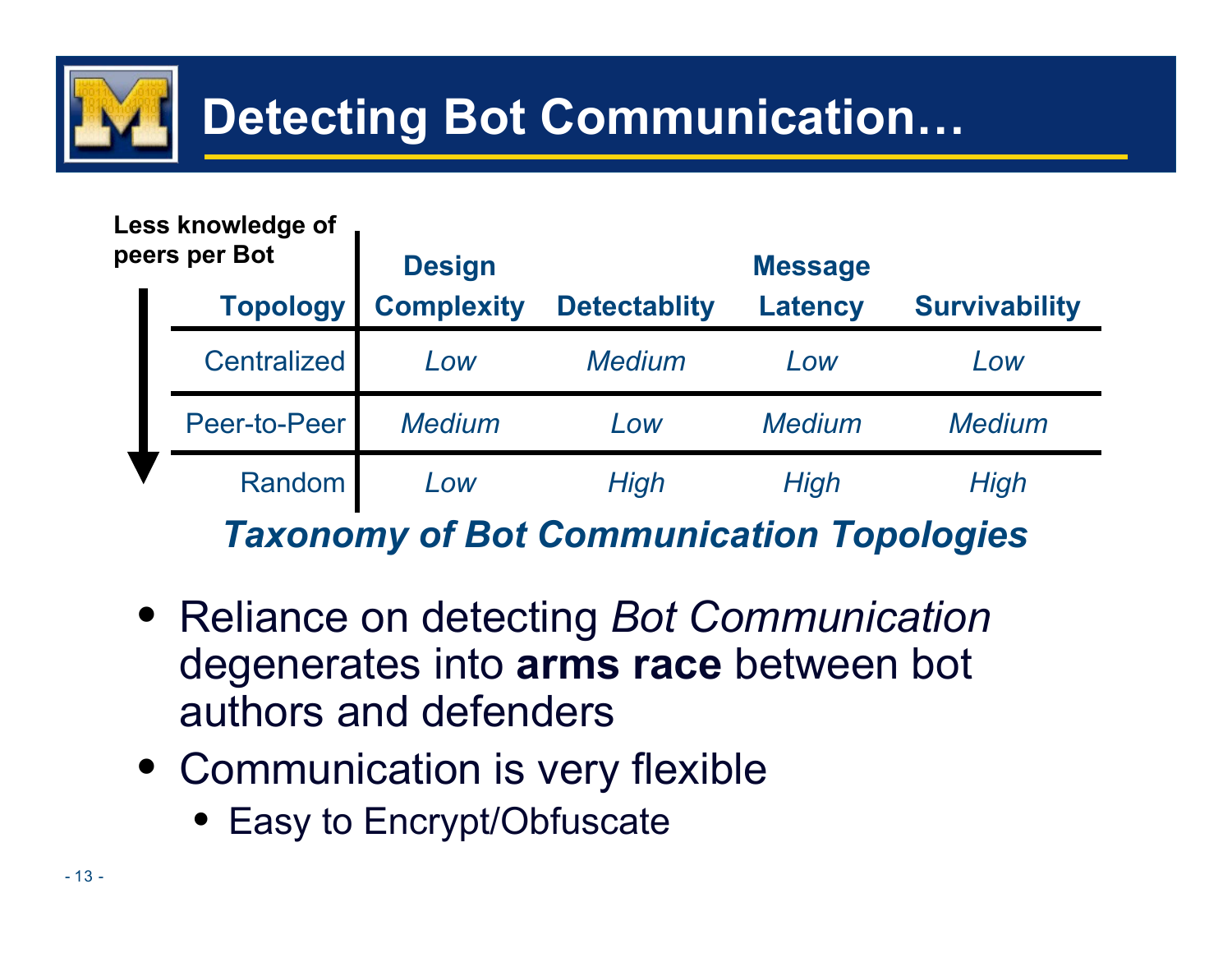# Detecting Bot Communication…

Less knowledge of peers per Bot ↓

| Topology | Design Complexity | Detectablity | Message Latency | Survivability |
|---|---|---|---|---|
| Centralized | *Low* | *Medium* | *Low* | *Low* |
| Peer-to-Peer | *Medium* | *Low* | *Medium* | *Medium* |
| Random | *Low* | *High* | *High* | *High* |

***Taxonomy of Bot Communication Topologies***

- Reliance on detecting *Bot Communication* degenerates into **arms race** between bot authors and defenders
- Communication is very flexible
  - Easy to Encrypt/Obfuscate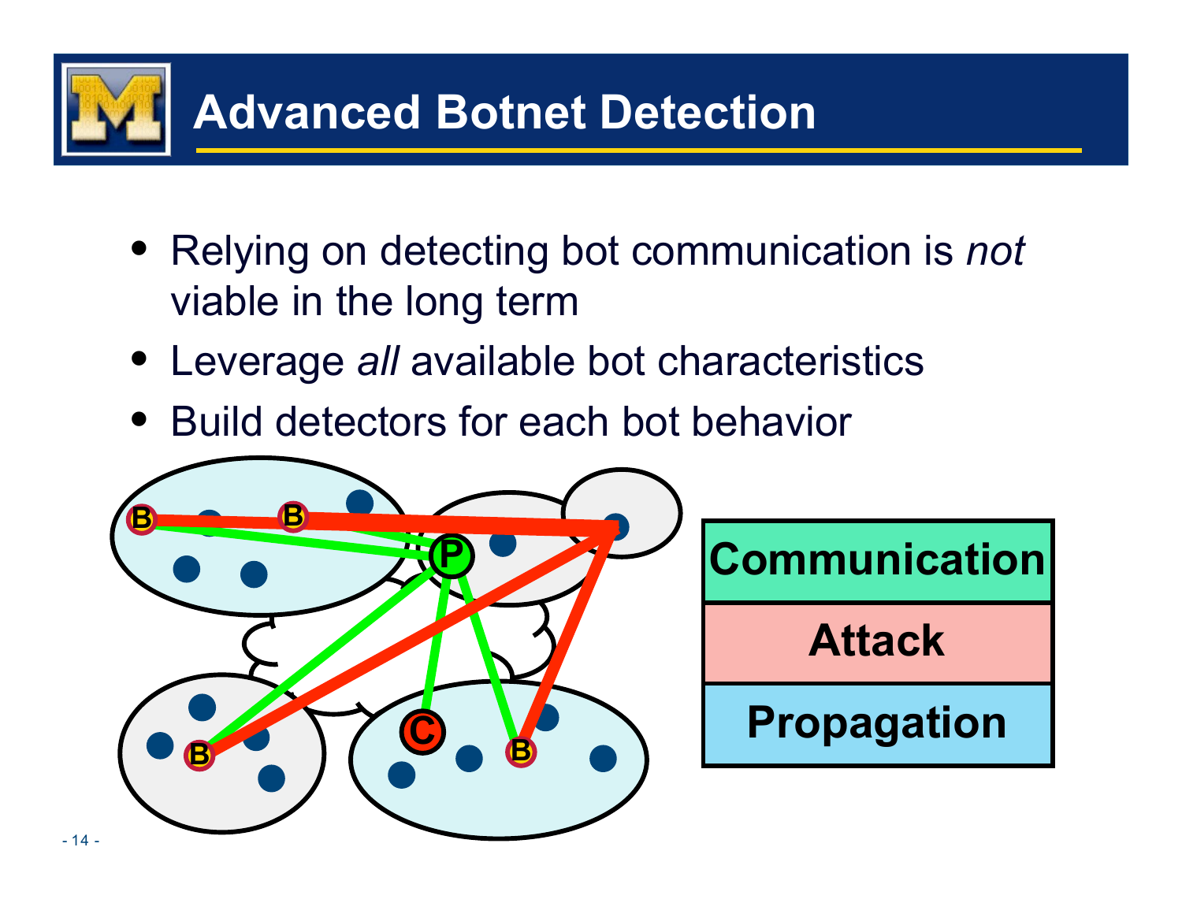# Advanced Botnet Detection

- Relying on detecting bot communication is *not* viable in the long term
- Leverage *all* available bot characteristics
- Build detectors for each bot behavior

| Communication |
| --- |
| Attack |
| Propagation |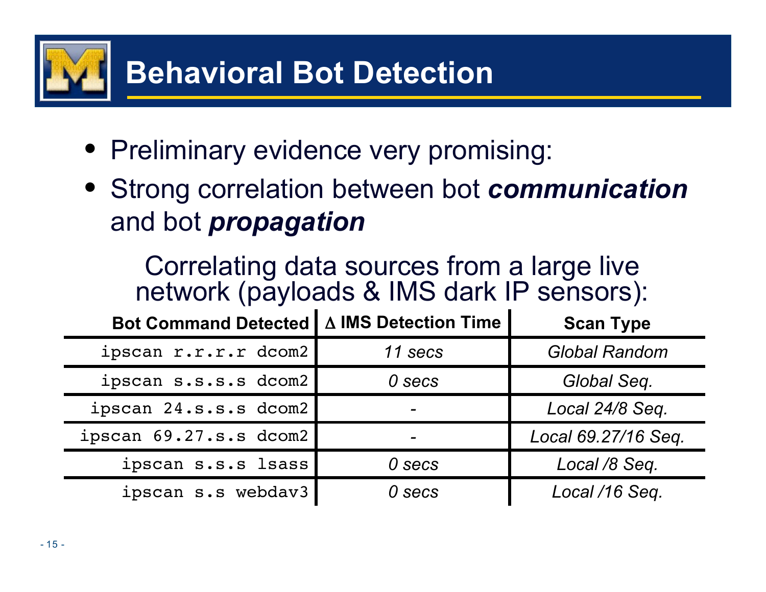# Behavioral Bot Detection

- Preliminary evidence very promising:
- Strong correlation between bot ***communication*** and bot ***propagation***

Correlating data sources from a large live network (payloads & IMS dark IP sensors):

| Bot Command Detected | $\Delta$ IMS Detection Time | Scan Type |
|---|---|---|
| `ipscan r.r.r.r dcom2` | *11 secs* | *Global Random* |
| `ipscan s.s.s.s dcom2` | *0 secs* | *Global Seq.* |
| `ipscan 24.s.s.s dcom2` | - | *Local 24/8 Seq.* |
| `ipscan 69.27.s.s dcom2` | - | *Local 69.27/16 Seq.* |
| `ipscan s.s.s lsass` | *0 secs* | *Local /8 Seq.* |
| `ipscan s.s webdav3` | *0 secs* | *Local /16 Seq.* |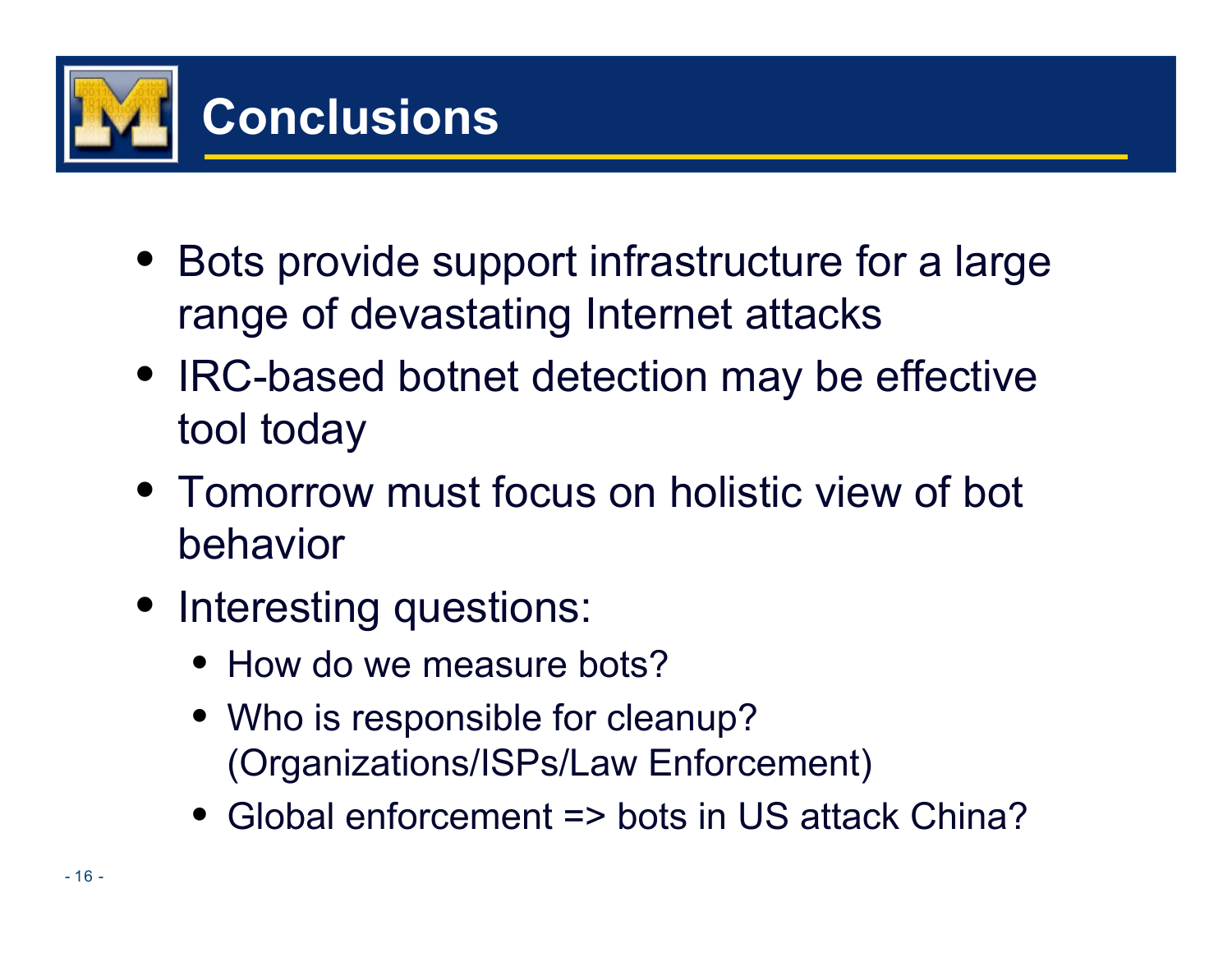# Conclusions

- Bots provide support infrastructure for a large range of devastating Internet attacks
- IRC-based botnet detection may be effective tool today
- Tomorrow must focus on holistic view of bot behavior
- Interesting questions:
  - How do we measure bots?
  - Who is responsible for cleanup? (Organizations/ISPs/Law Enforcement)
  - Global enforcement => bots in US attack China?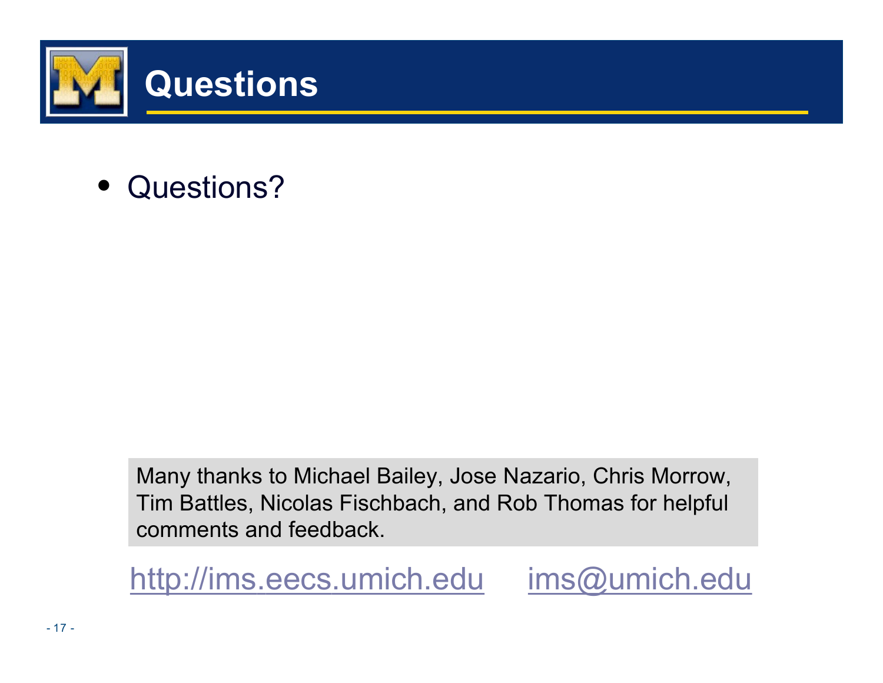# Questions

- Questions?

Many thanks to Michael Bailey, Jose Nazario, Chris Morrow, Tim Battles, Nicolas Fischbach, and Rob Thomas for helpful comments and feedback.

http://ims.eecs.umich.edu    ims@umich.edu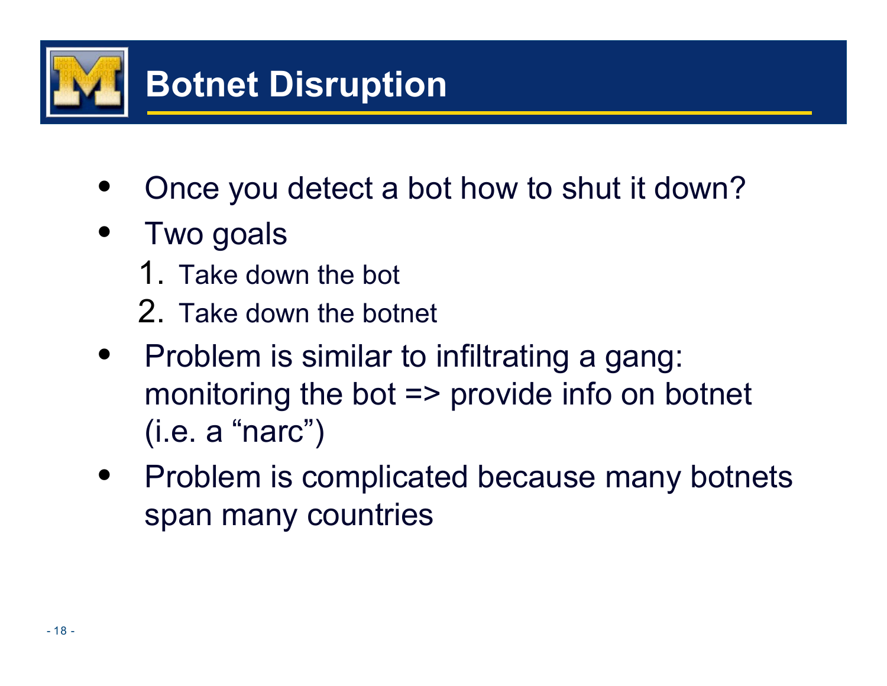# Botnet Disruption

- Once you detect a bot how to shut it down?
- Two goals
  1. Take down the bot
  2. Take down the botnet
- Problem is similar to infiltrating a gang: monitoring the bot => provide info on botnet (i.e. a “narc”)
- Problem is complicated because many botnets span many countries